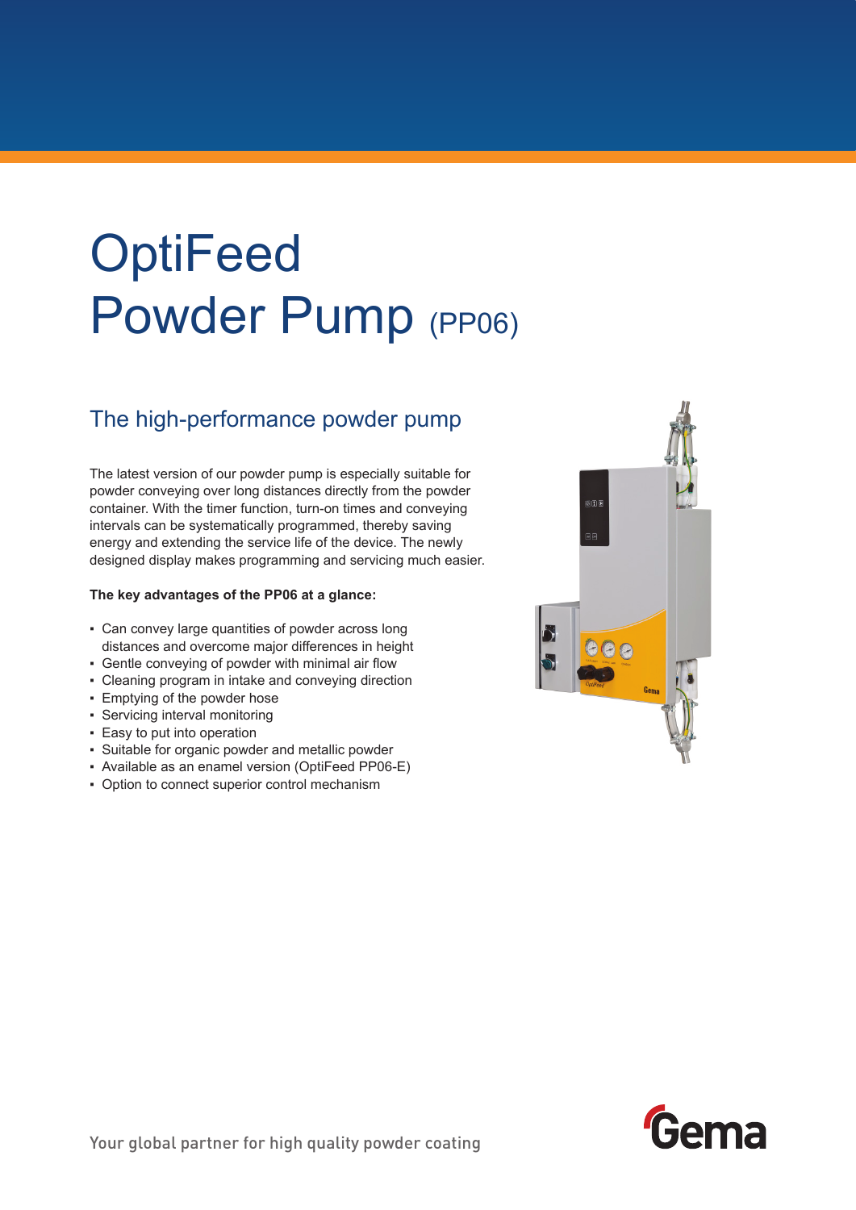# OptiFeed Powder Pump (PP06)

## The high-performance powder pump

The latest version of our powder pump is especially suitable for powder conveying over long distances directly from the powder container. With the timer function, turn-on times and conveying intervals can be systematically programmed, thereby saving energy and extending the service life of the device. The newly designed display makes programming and servicing much easier.

**The key advantages of the PP06 at a glance:**

- Can convey large quantities of powder across long distances and overcome major differences in height
- Gentle conveying of powder with minimal air flow
- Cleaning program in intake and conveying direction
- Emptying of the powder hose
- Servicing interval monitoring
- Easy to put into operation
- Suitable for organic powder and metallic powder
- Available as an enamel version (OptiFeed PP06-E)
- Option to connect superior control mechanism

Your global partner for high quality powder coating

Gema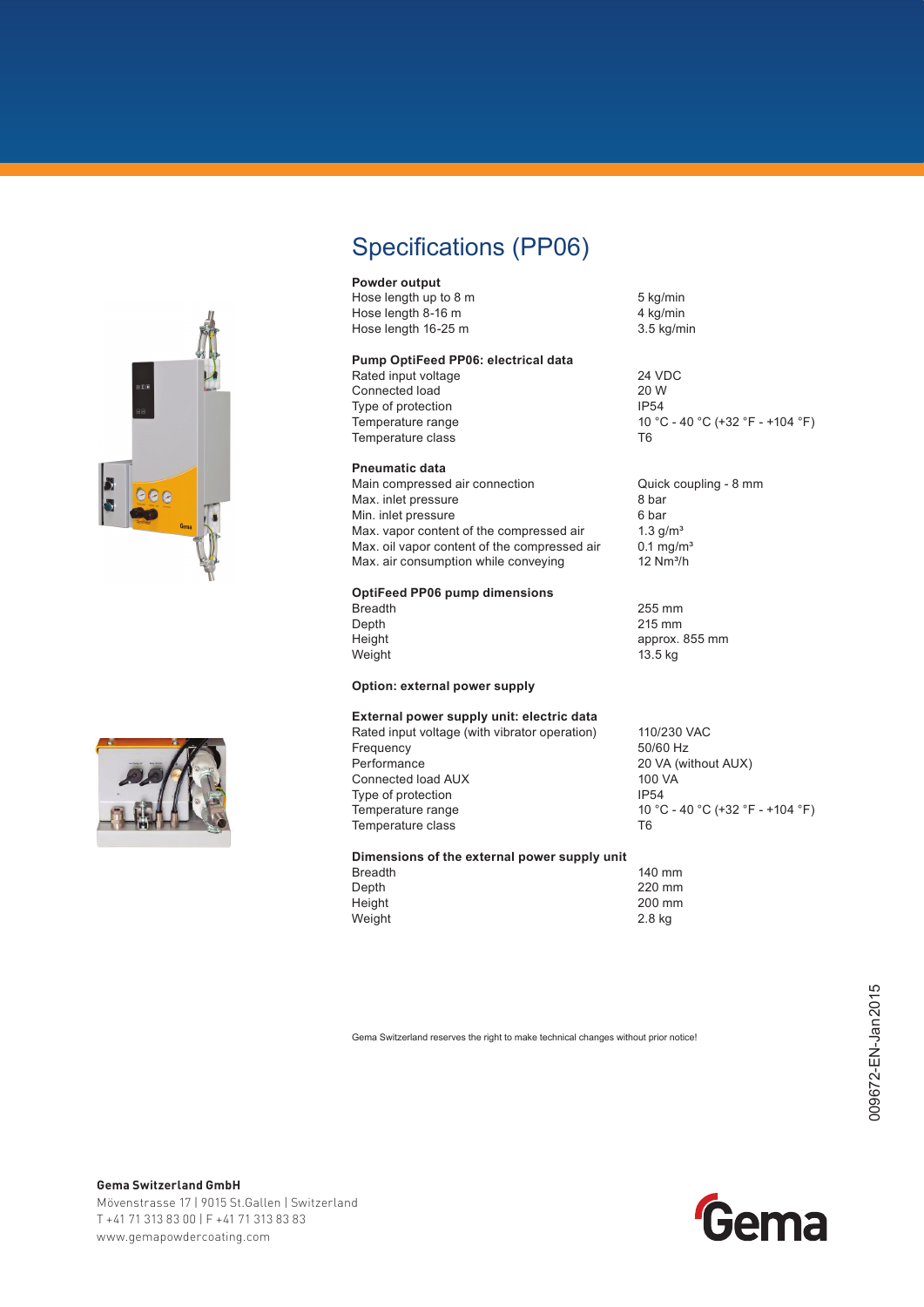# Specifications (PP06)

| | |
|---|---|
| **Powder output** | |
| Hose length up to 8 m | 5 kg/min |
| Hose length 8-16 m | 4 kg/min |
| Hose length 16-25 m | 3.5 kg/min |

| | |
|---|---|
| **Pump OptiFeed PP06: electrical data** | |
| Rated input voltage | 24 VDC |
| Connected load | 20 W |
| Type of protection | IP54 |
| Temperature range | 10 °C - 40 °C (+32 °F - +104 °F) |
| Temperature class | T6 |

| | |
|---|---|
| **Pneumatic data** | |
| Main compressed air connection | Quick coupling - 8 mm |
| Max. inlet pressure | 8 bar |
| Min. inlet pressure | 6 bar |
| Max. vapor content of the compressed air | 1.3 g/m³ |
| Max. oil vapor content of the compressed air | 0.1 mg/m³ |
| Max. air consumption while conveying | 12 Nm³/h |

| | |
|---|---|
| **OptiFeed PP06 pump dimensions** | |
| Breadth | 255 mm |
| Depth | 215 mm |
| Height | approx. 855 mm |
| Weight | 13.5 kg |

**Option: external power supply**

| | |
|---|---|
| **External power supply unit: electric data** | |
| Rated input voltage (with vibrator operation) | 110/230 VAC |
| Frequency | 50/60 Hz |
| Performance | 20 VA (without AUX) |
| Connected load AUX | 100 VA |
| Type of protection | IP54 |
| Temperature range | 10 °C - 40 °C (+32 °F - +104 °F) |
| Temperature class | T6 |

| | |
|---|---|
| **Dimensions of the external power supply unit** | |
| Breadth | 140 mm |
| Depth | 220 mm |
| Height | 200 mm |
| Weight | 2.8 kg |

Gema Switzerland reserves the right to make technical changes without prior notice!

009672-EN-Jan2015

**Gema Switzerland GmbH**
Mövenstrasse 17 | 9015 St.Gallen | Switzerland
T +41 71 313 83 00 | F +41 71 313 83 83
www.gemapowdercoating.com